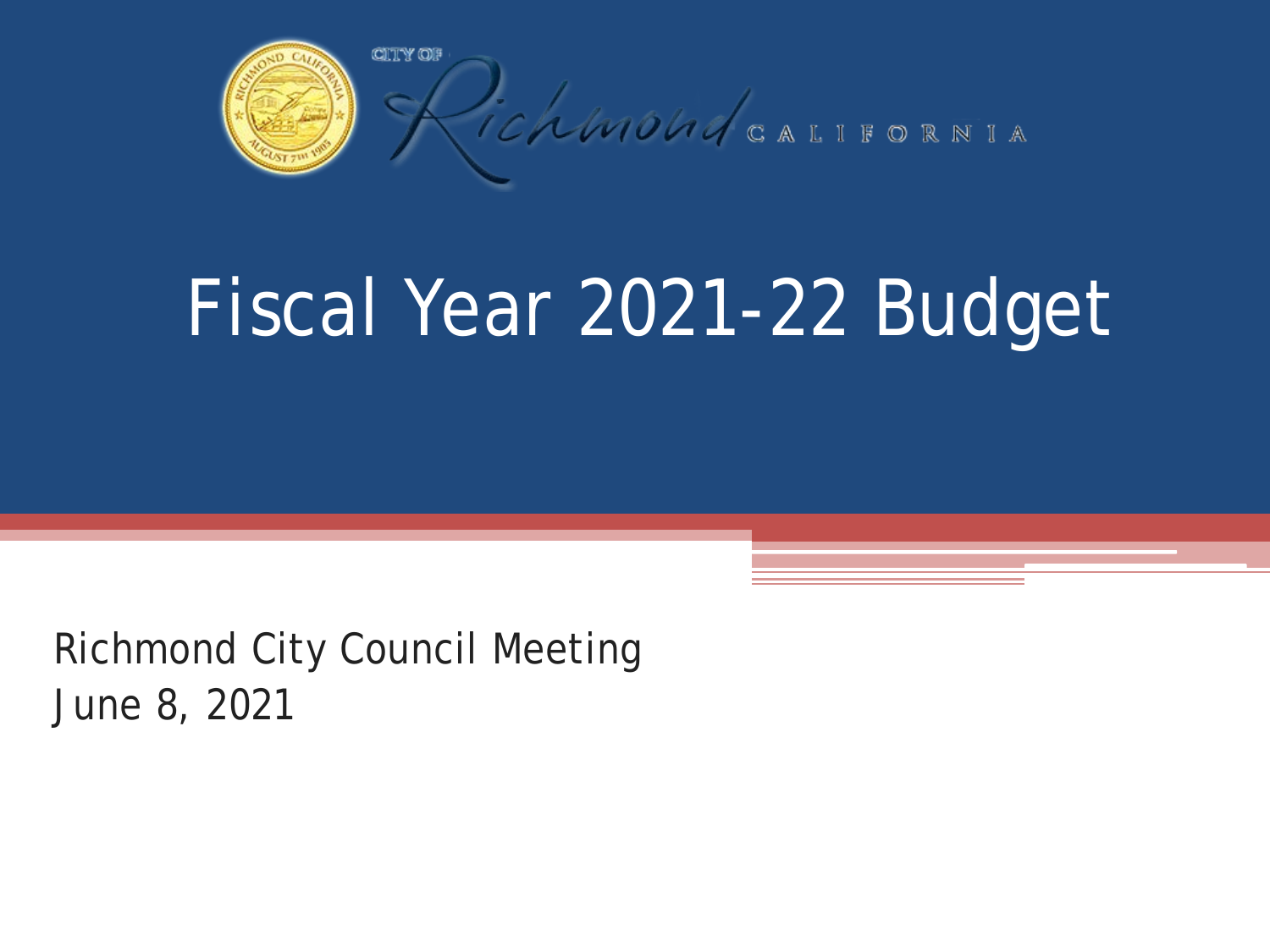CITY OF Richmond CALIFORNIA

# Fiscal Year 2021-22 Budget

Richmond City Council Meeting
June 8, 2021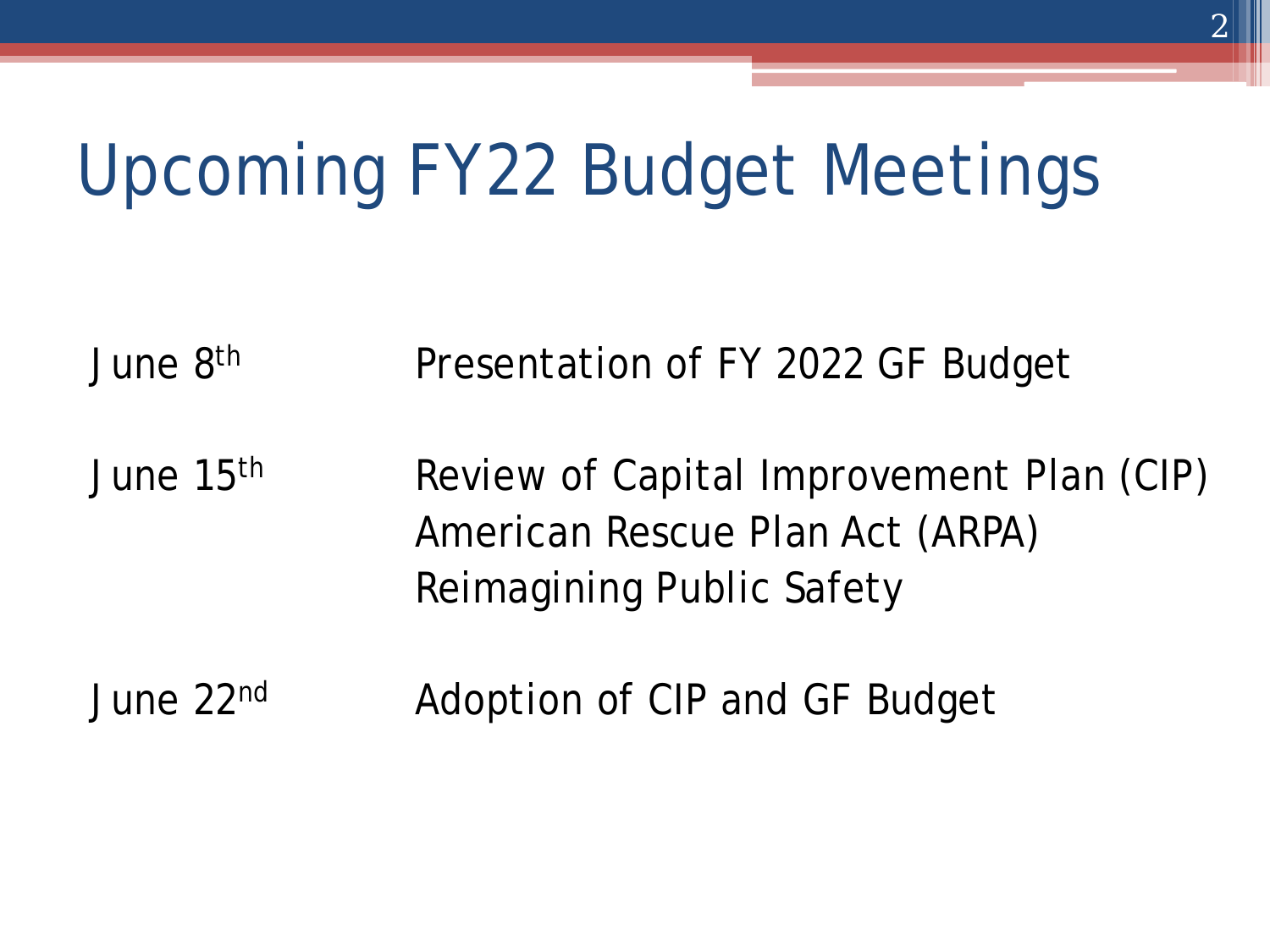# Upcoming FY22 Budget Meetings

| | |
|---|---|
| June 8th | Presentation of FY 2022 GF Budget |
| June 15th | Review of Capital Improvement Plan (CIP)<br>American Rescue Plan Act (ARPA)<br>Reimagining Public Safety |
| June 22nd | Adoption of CIP and GF Budget |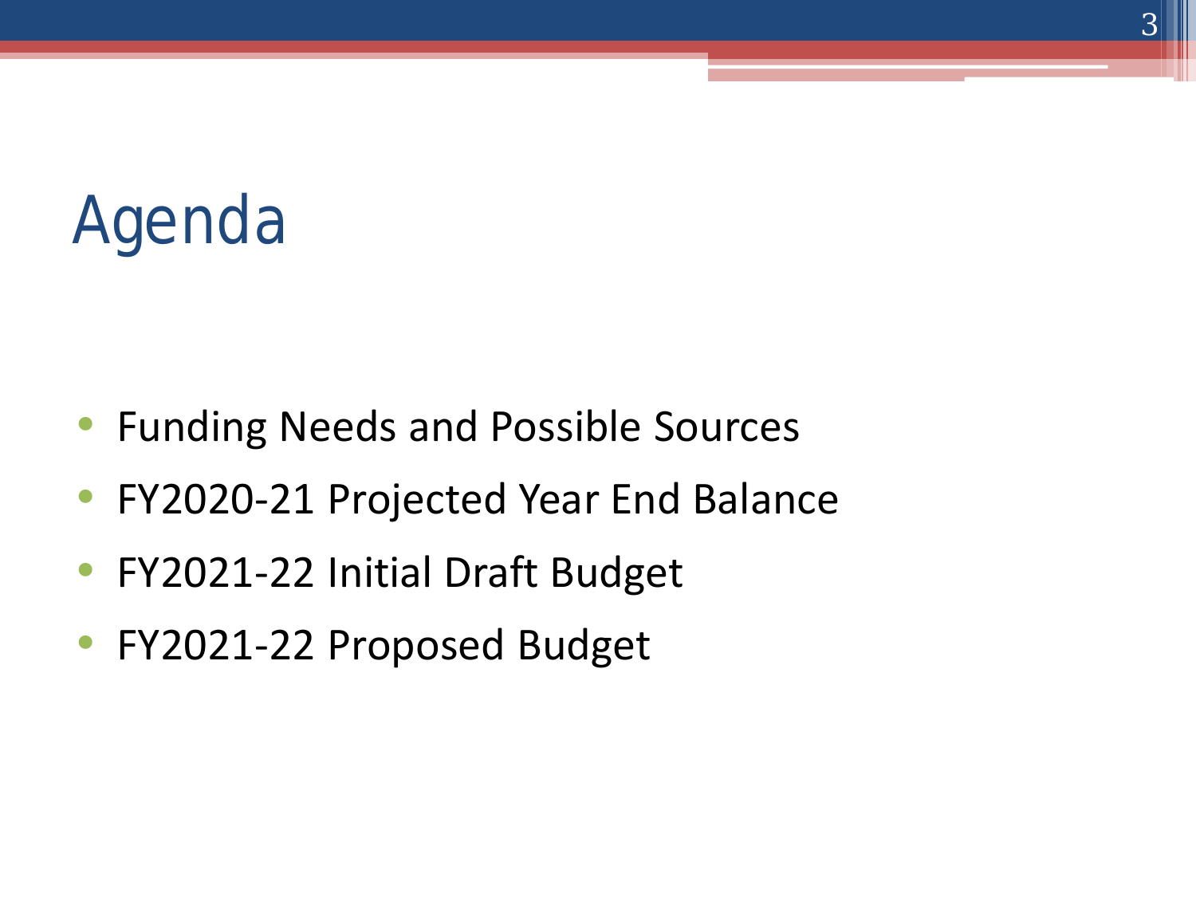# Agenda

- Funding Needs and Possible Sources
- FY2020-21 Projected Year End Balance
- FY2021-22 Initial Draft Budget
- FY2021-22 Proposed Budget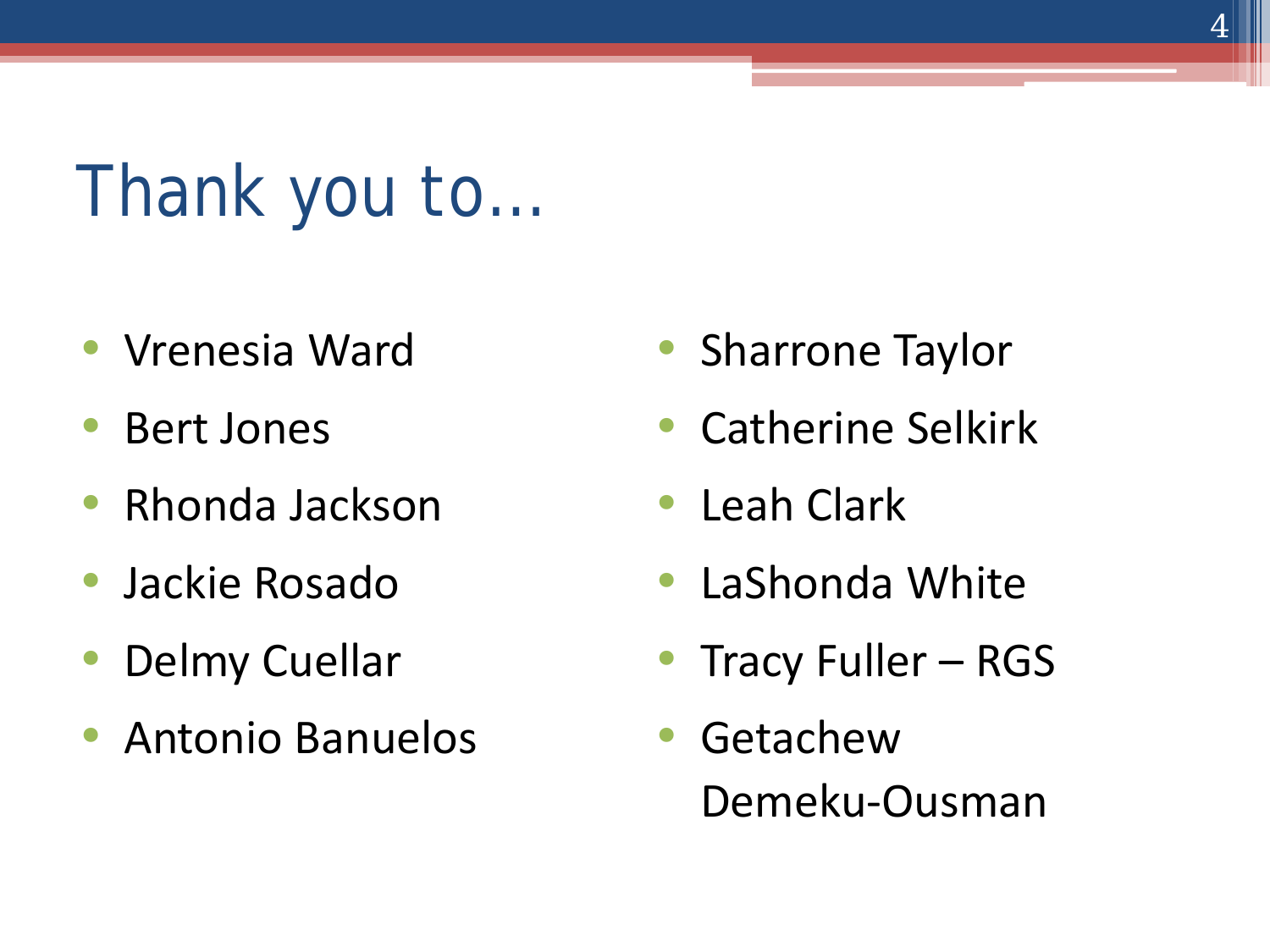# Thank you to…

- Vrenesia Ward
- Bert Jones
- Rhonda Jackson
- Jackie Rosado
- Delmy Cuellar
- Antonio Banuelos
- Sharrone Taylor
- Catherine Selkirk
- Leah Clark
- LaShonda White
- Tracy Fuller – RGS
- Getachew Demeku-Ousman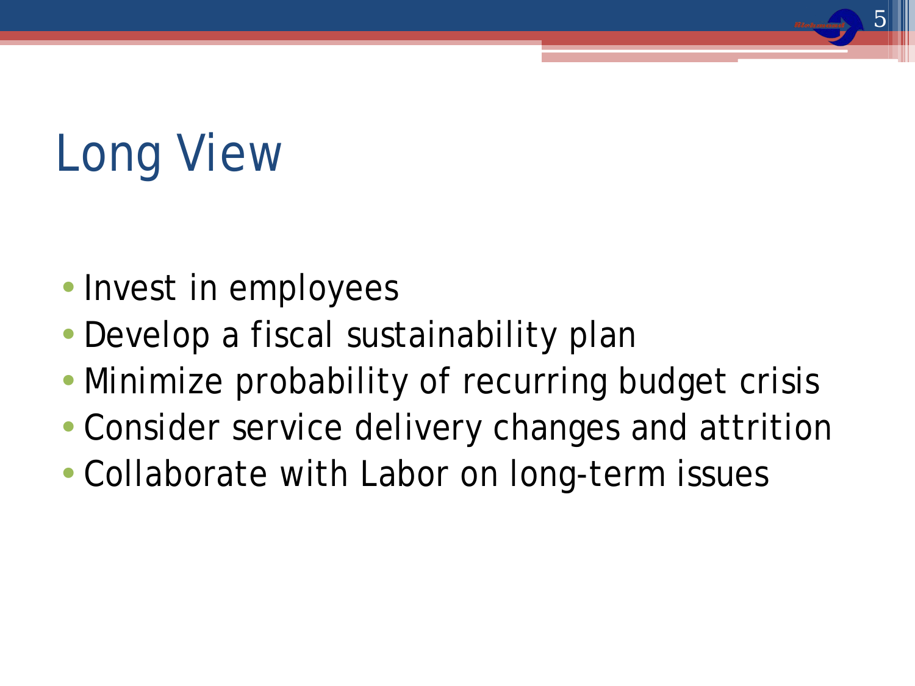# Long View

- Invest in employees
- Develop a fiscal sustainability plan
- Minimize probability of recurring budget crisis
- Consider service delivery changes and attrition
- Collaborate with Labor on long-term issues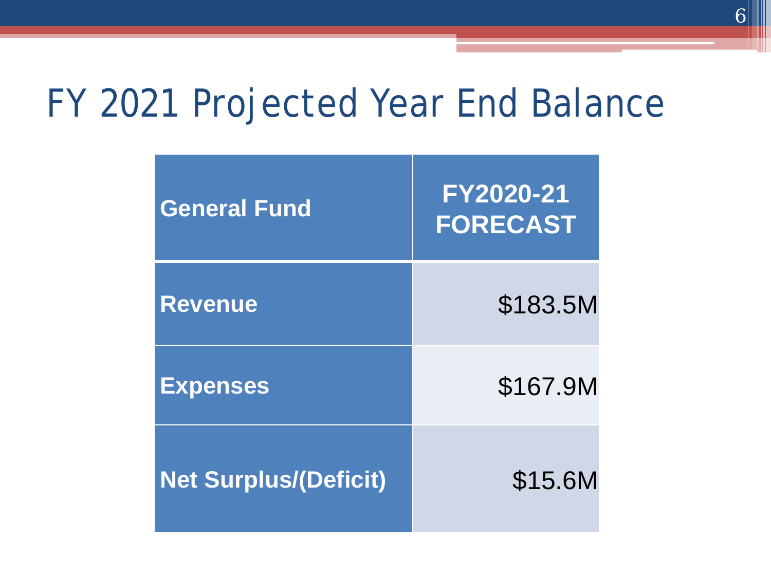# FY 2021 Projected Year End Balance

| General Fund | FY2020-21 FORECAST |
|---|---|
| Revenue | $183.5M |
| Expenses | $167.9M |
| Net Surplus/(Deficit) | $15.6M |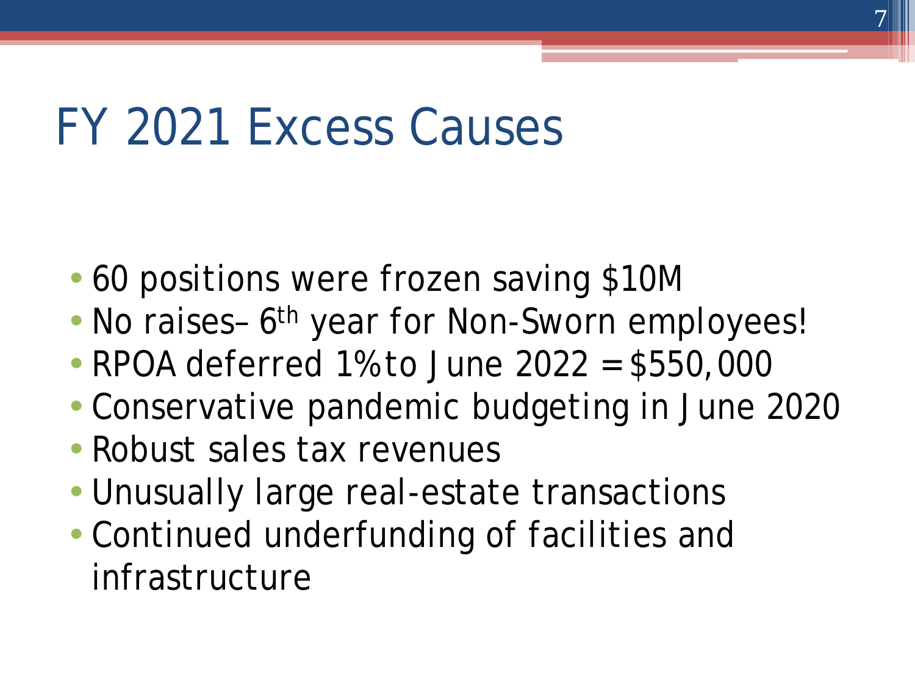# FY 2021 Excess Causes

- 60 positions were frozen saving $10M
- No raises– 6th year for Non-Sworn employees!
- RPOA deferred 1% to June 2022 = $550,000
- Conservative pandemic budgeting in June 2020
- Robust sales tax revenues
- Unusually large real-estate transactions
- Continued underfunding of facilities and infrastructure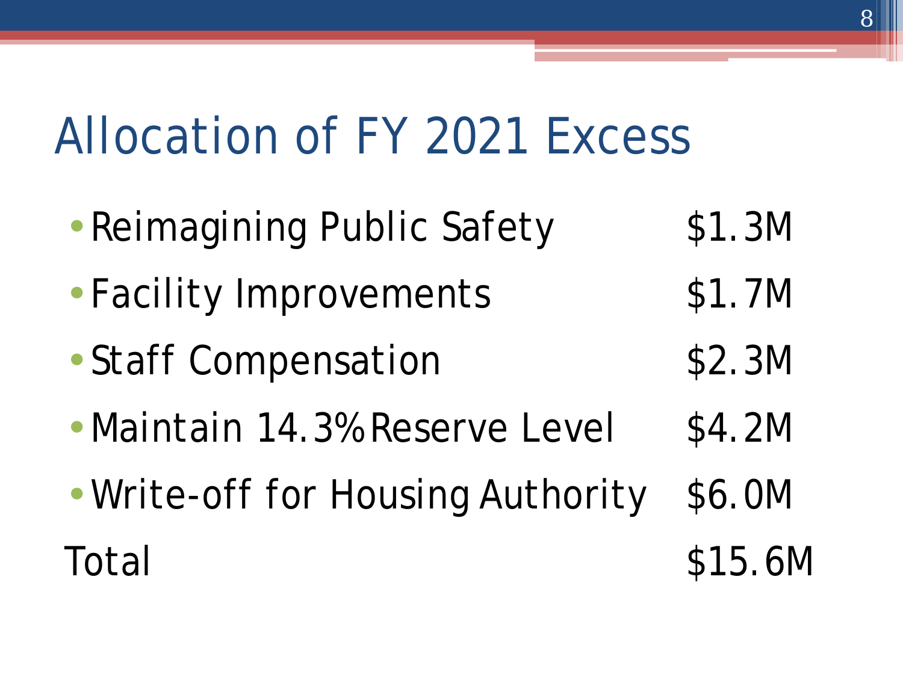# Allocation of FY 2021 Excess

| Item | Amount |
| --- | --- |
| Reimagining Public Safety | $1.3M |
| Facility Improvements | $1.7M |
| Staff Compensation | $2.3M |
| Maintain 14.3% Reserve Level | $4.2M |
| Write-off for Housing Authority | $6.0M |
| Total | $15.6M |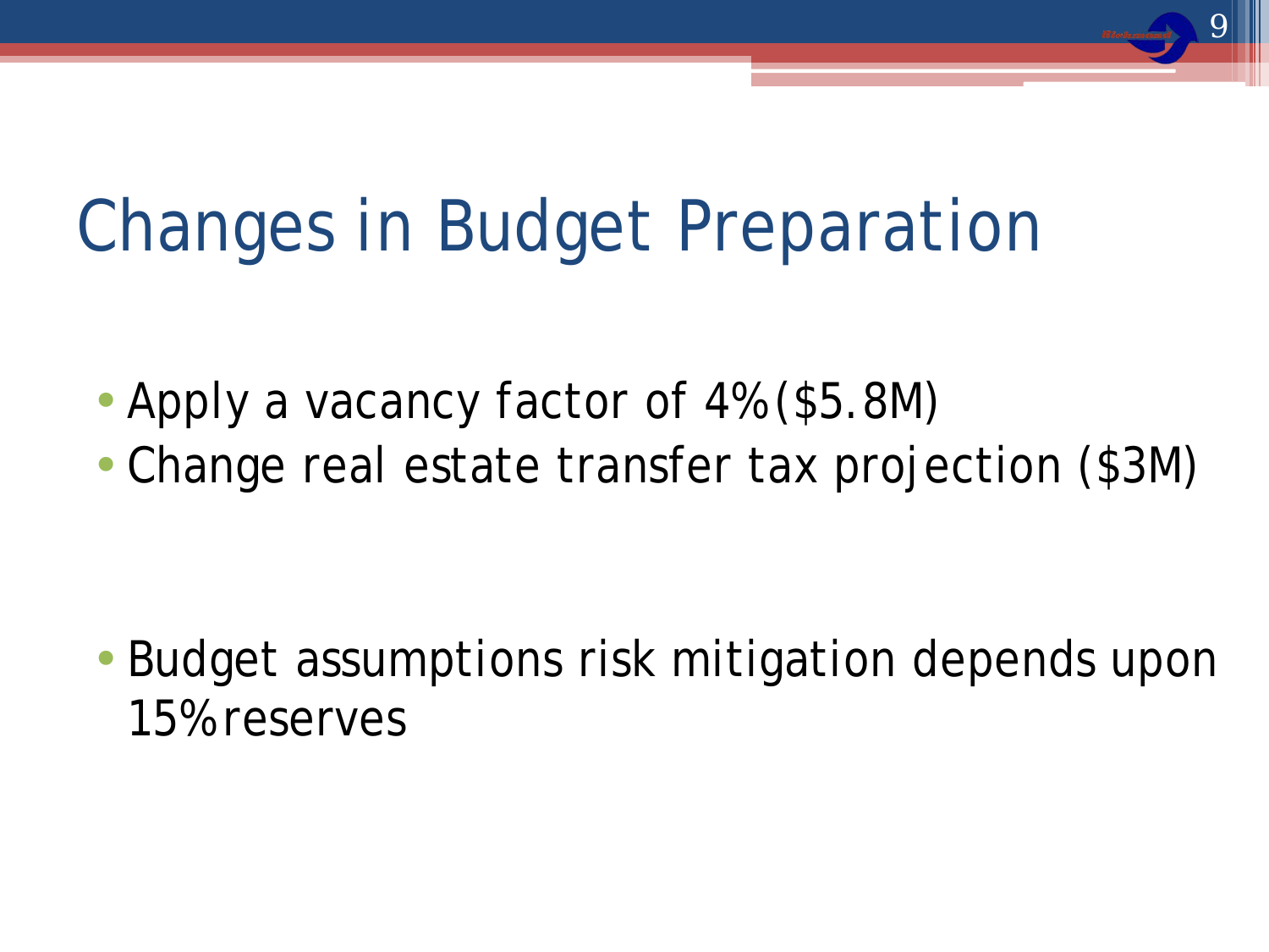# Changes in Budget Preparation

- Apply a vacancy factor of 4% ($5.8M)
- Change real estate transfer tax projection ($3M)

- Budget assumptions risk mitigation depends upon 15% reserves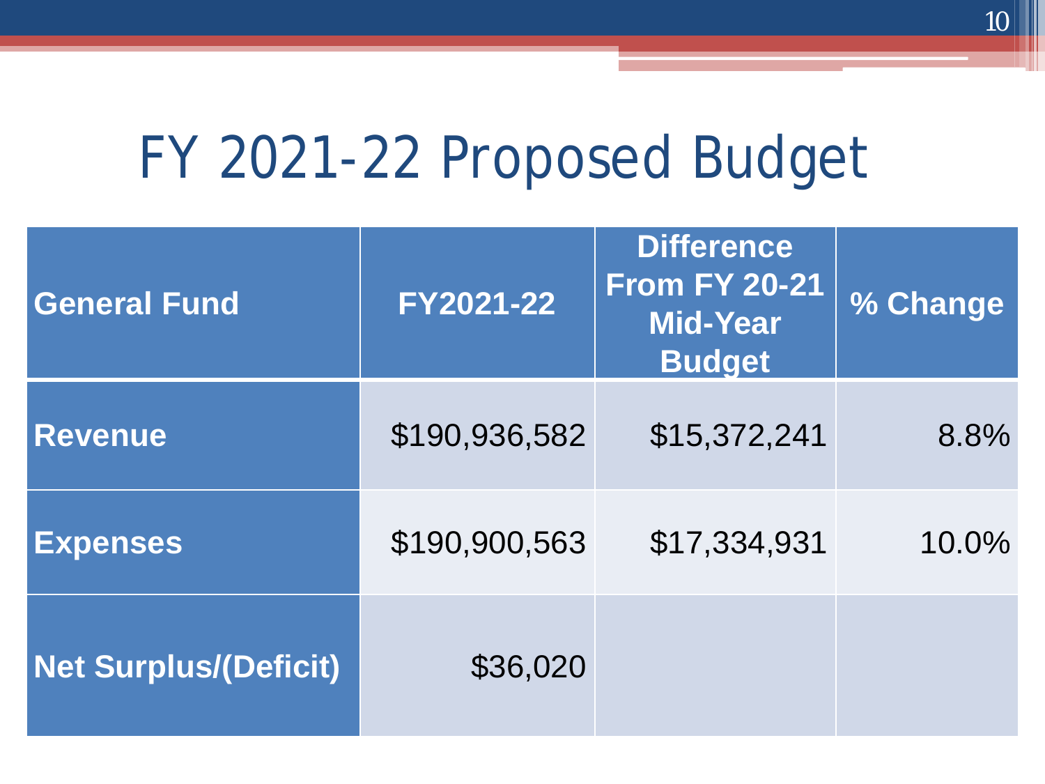# FY 2021-22 Proposed Budget

| General Fund | FY2021-22 | Difference From FY 20-21 Mid-Year Budget | % Change |
|---|---|---|---|
| **Revenue** | $190,936,582 | $15,372,241 | 8.8% |
| **Expenses** | $190,900,563 | $17,334,931 | 10.0% |
| **Net Surplus/(Deficit)** | $36,020 | | |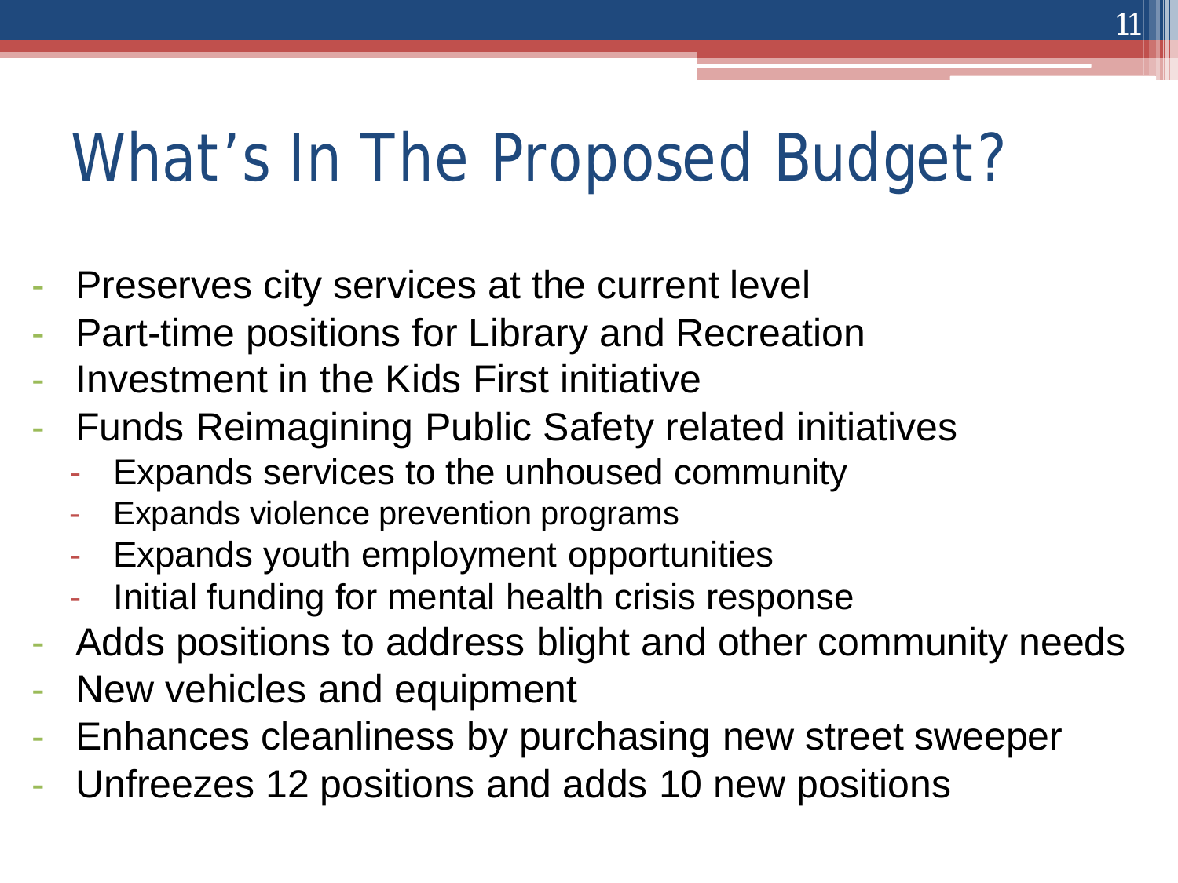# What's In The Proposed Budget?

- Preserves city services at the current level
- Part-time positions for Library and Recreation
- Investment in the Kids First initiative
- Funds Reimagining Public Safety related initiatives
  - Expands services to the unhoused community
  - Expands violence prevention programs
  - Expands youth employment opportunities
  - Initial funding for mental health crisis response
- Adds positions to address blight and other community needs
- New vehicles and equipment
- Enhances cleanliness by purchasing new street sweeper
- Unfreezes 12 positions and adds 10 new positions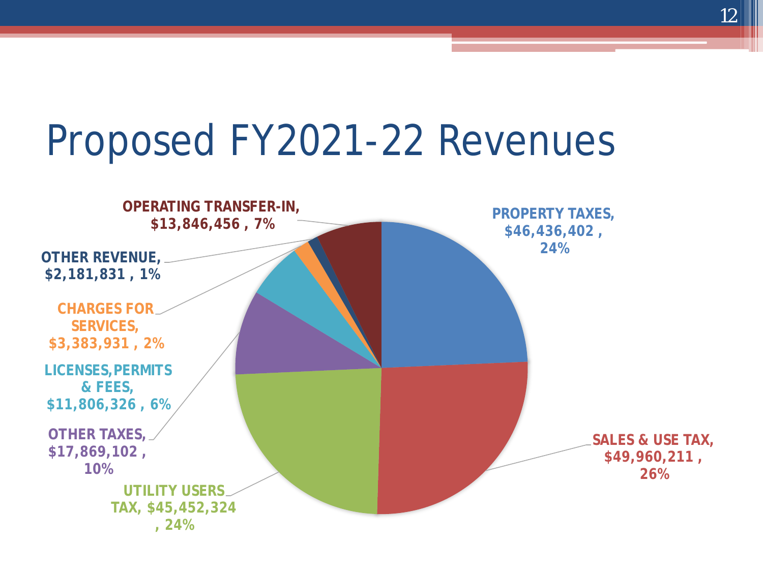# Proposed FY2021-22 Revenues

PROPERTY TAXES, $46,436,402 , 24%

SALES & USE TAX, $49,960,211 , 26%

UTILITY USERS TAX, $45,452,324 , 24%

OTHER TAXES, $17,869,102 , 10%

LICENSES,PERMITS & FEES, $11,806,326 , 6%

CHARGES FOR SERVICES, $3,383,931 , 2%

OTHER REVENUE, $2,181,831 , 1%

OPERATING TRANSFER-IN, $13,846,456 , 7%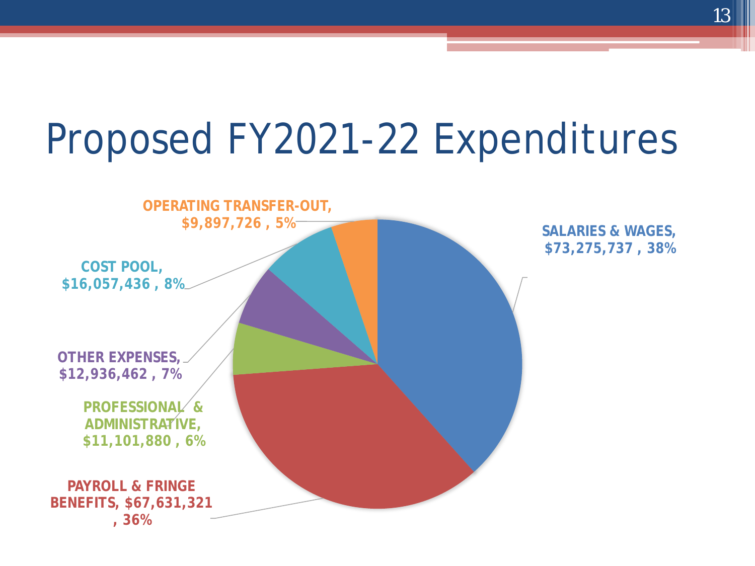# Proposed FY2021-22 Expenditures

- OPERATING TRANSFER-OUT, $9,897,726 , 5%
- SALARIES & WAGES, $73,275,737 , 38%
- COST POOL, $16,057,436 , 8%
- OTHER EXPENSES, $12,936,462 , 7%
- PROFESSIONAL & ADMINISTRATIVE, $11,101,880 , 6%
- PAYROLL & FRINGE BENEFITS, $67,631,321 , 36%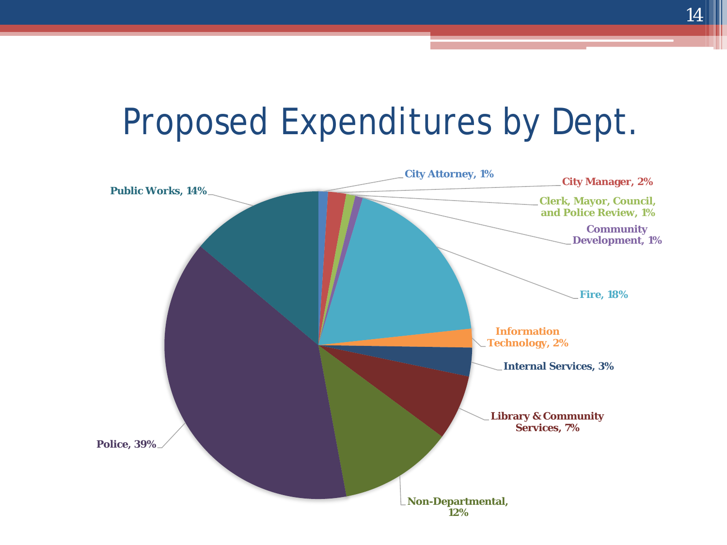# Proposed Expenditures by Dept.

- City Attorney, 1%
- City Manager, 2%
- Clerk, Mayor, Council, and Police Review, 1%
- Community Development, 1%
- Fire, 18%
- Information Technology, 2%
- Internal Services, 3%
- Library & Community Services, 7%
- Non-Departmental, 12%
- Police, 39%
- Public Works, 14%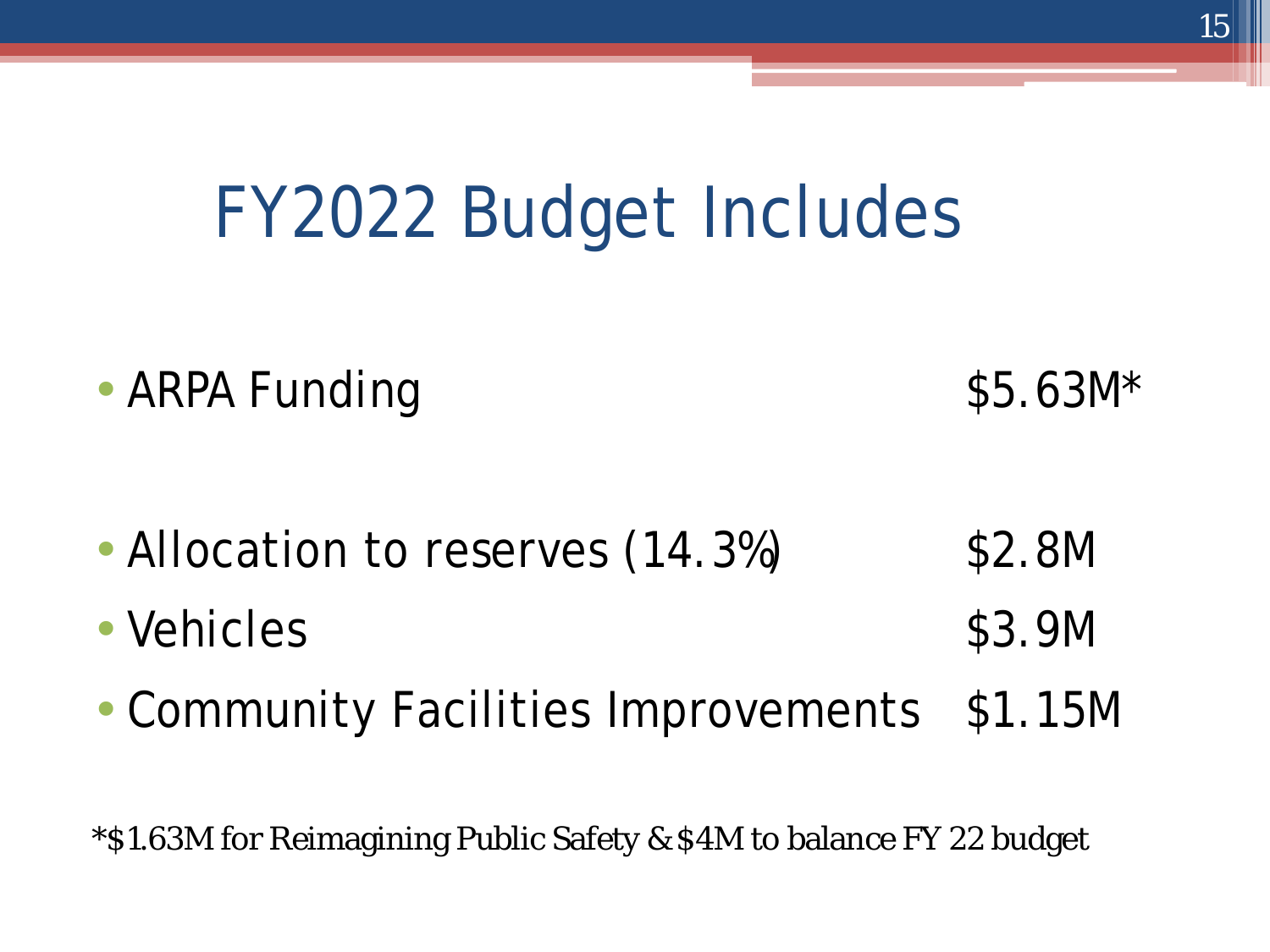# FY2022 Budget Includes

- ARPA Funding $5.63M*

- Allocation to reserves (14.3%) $2.8M
- Vehicles $3.9M
- Community Facilities Improvements $1.15M

*$1.63M for Reimagining Public Safety & $4M to balance FY 22 budget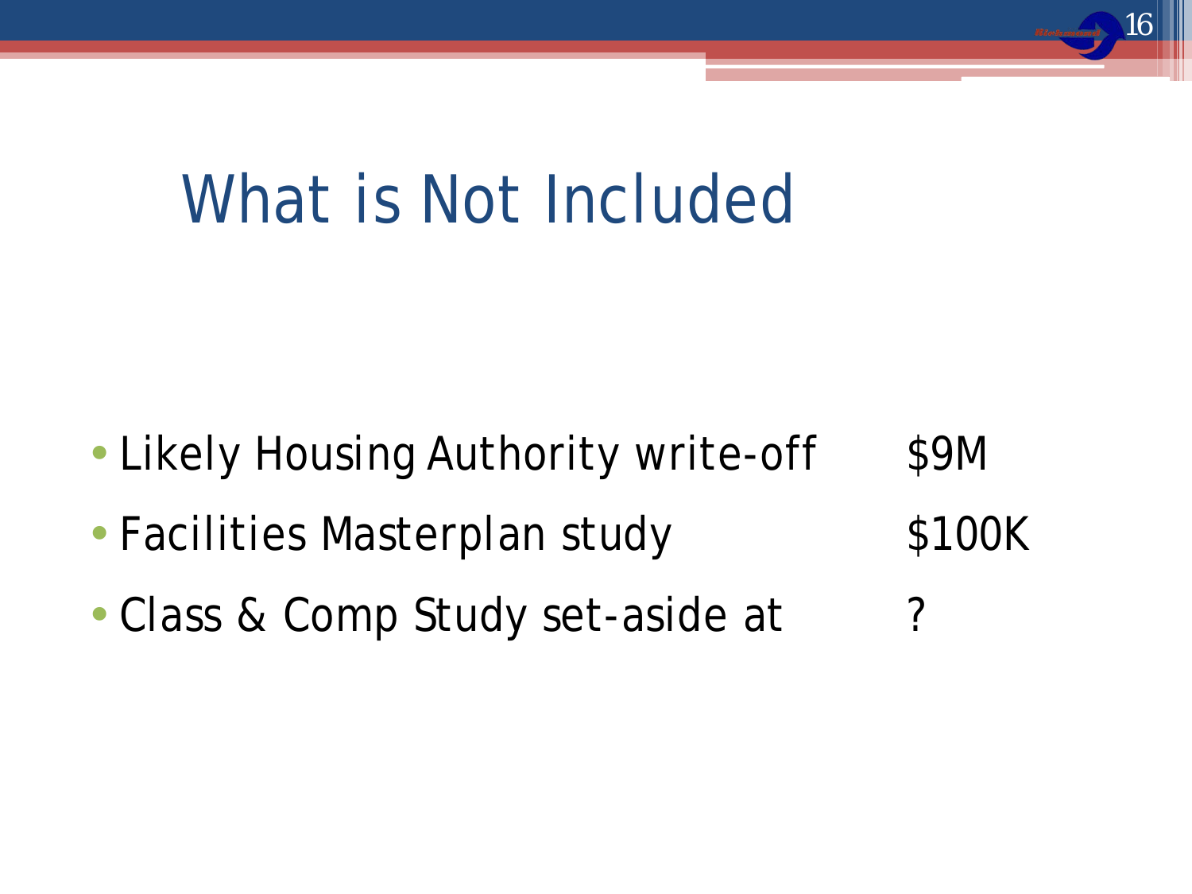# What is Not Included

- Likely Housing Authority write-off $9M
- Facilities Masterplan study $100K
- Class & Comp Study set-aside at ?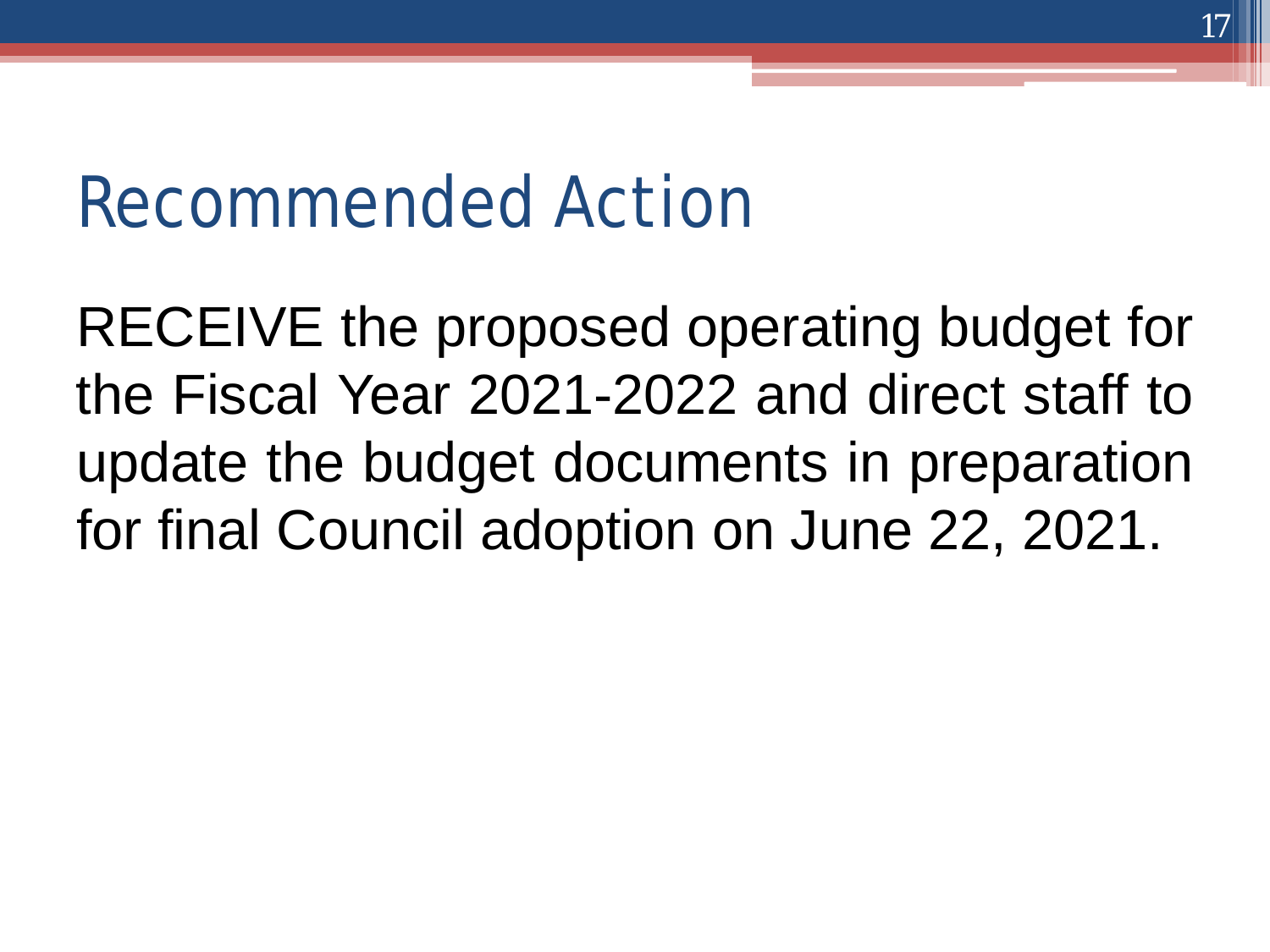# Recommended Action

RECEIVE the proposed operating budget for the Fiscal Year 2021-2022 and direct staff to update the budget documents in preparation for final Council adoption on June 22, 2021.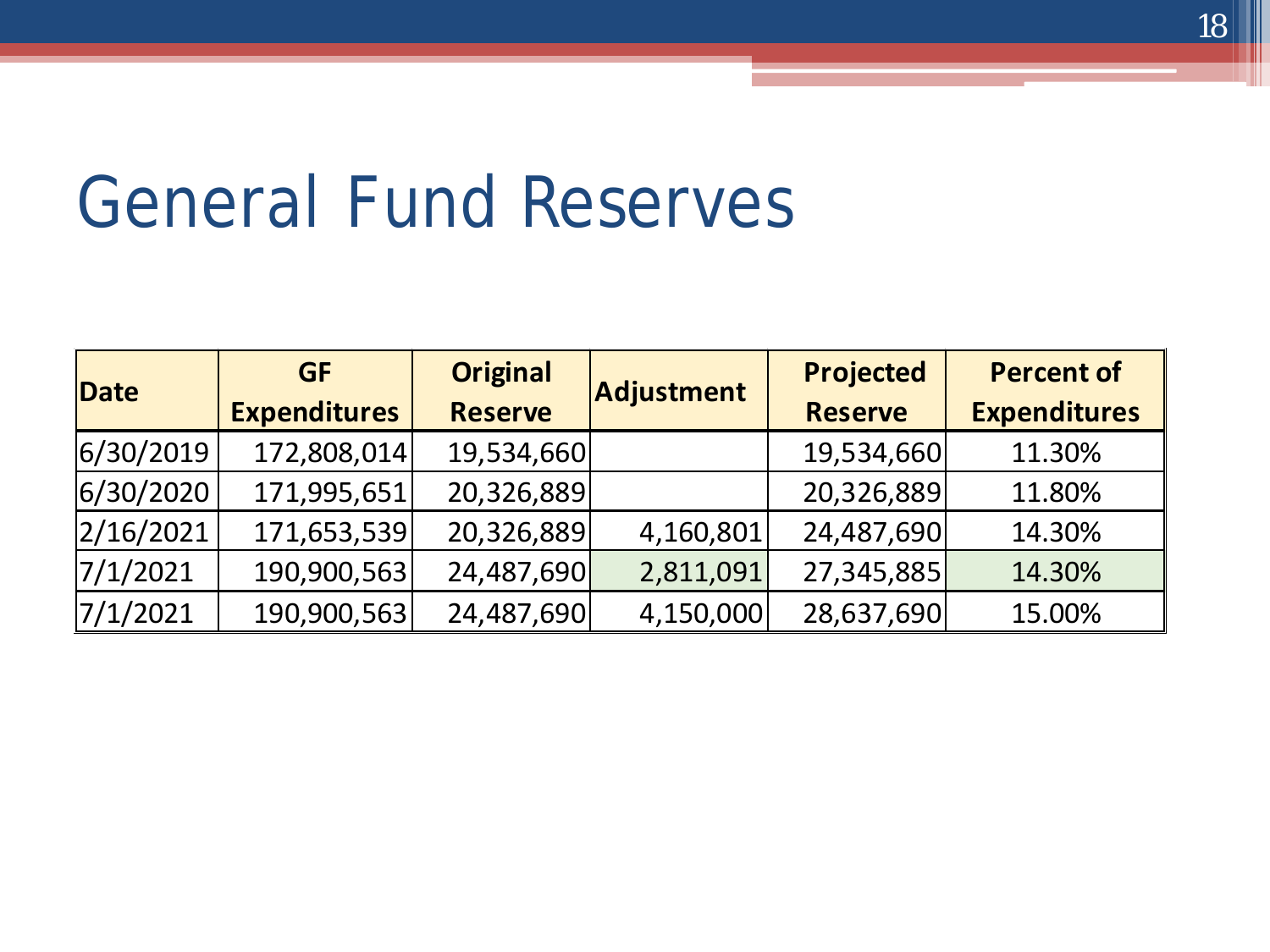# General Fund Reserves

| Date | GF Expenditures | Original Reserve | Adjustment | Projected Reserve | Percent of Expenditures |
|---|---|---|---|---|---|
| 6/30/2019 | 172,808,014 | 19,534,660 | | 19,534,660 | 11.30% |
| 6/30/2020 | 171,995,651 | 20,326,889 | | 20,326,889 | 11.80% |
| 2/16/2021 | 171,653,539 | 20,326,889 | 4,160,801 | 24,487,690 | 14.30% |
| 7/1/2021 | 190,900,563 | 24,487,690 | 2,811,091 | 27,345,885 | 14.30% |
| 7/1/2021 | 190,900,563 | 24,487,690 | 4,150,000 | 28,637,690 | 15.00% |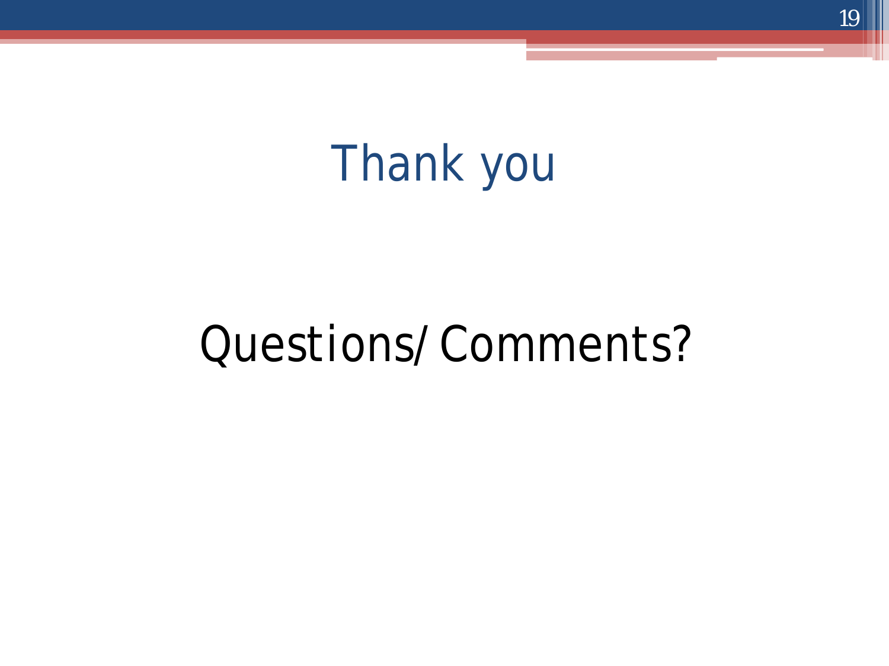# Thank you

Questions/ Comments?